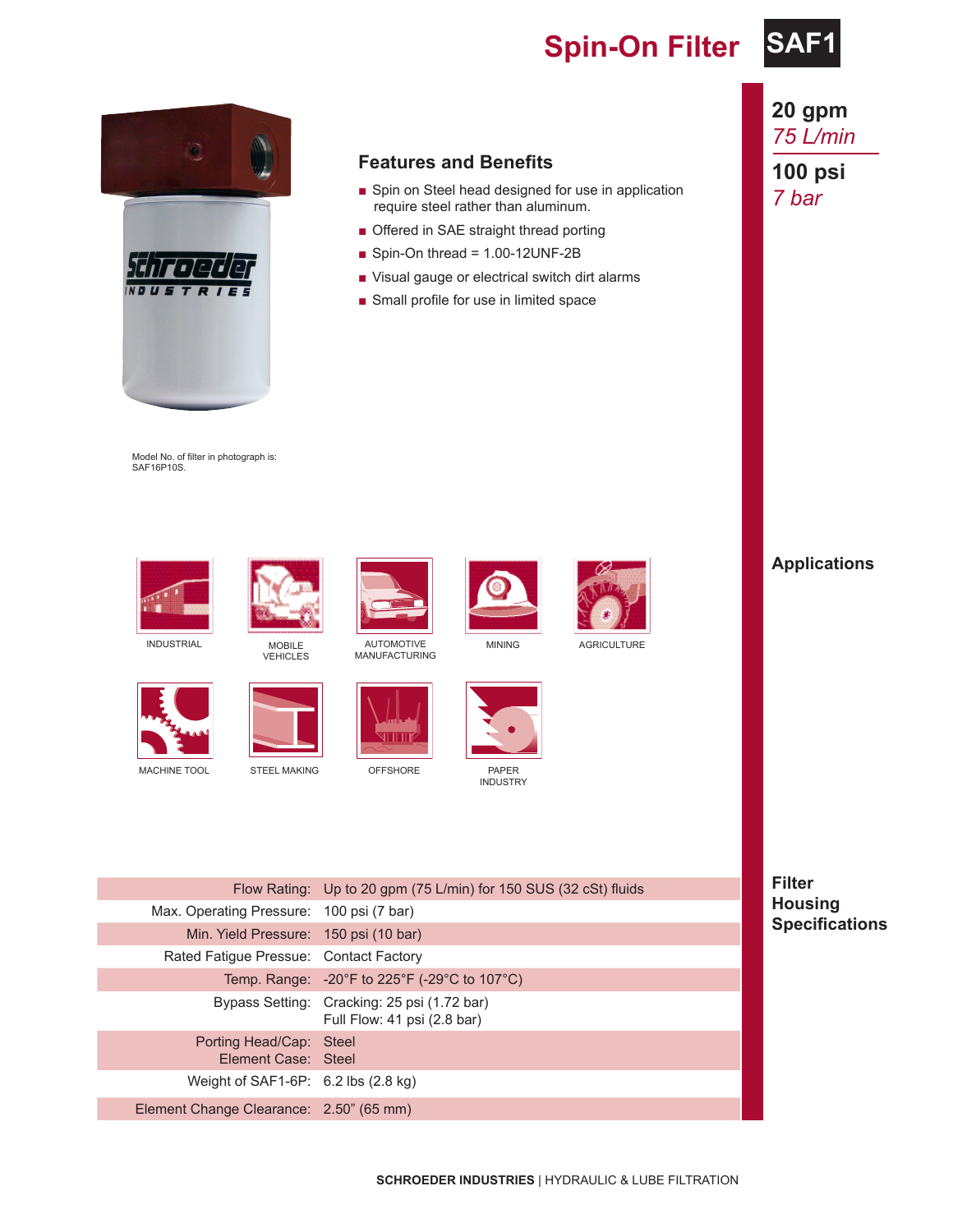# Spin-On Filter SAF1

**20 gpm**
*75 L/min*

**100 psi**
*7 bar*

## Features and Benefits

- Spin on Steel head designed for use in application require steel rather than aluminum.
- Offered in SAE straight thread porting
- Spin-On thread = 1.00-12UNF-2B
- Visual gauge or electrical switch dirt alarms
- Small profile for use in limited space

Model No. of filter in photograph is: SAF16P10S.

## Applications

INDUSTRIAL, MOBILE VEHICLES, AUTOMOTIVE MANUFACTURING, MINING, AGRICULTURE, MACHINE TOOL, STEEL MAKING, OFFSHORE, PAPER INDUSTRY

## Filter Housing Specifications

| | |
|---|---|
| Flow Rating: | Up to 20 gpm (75 L/min) for 150 SUS (32 cSt) fluids |
| Max. Operating Pressure: | 100 psi (7 bar) |
| Min. Yield Pressure: | 150 psi (10 bar) |
| Rated Fatigue Pressue: | Contact Factory |
| Temp. Range: | -20°F to 225°F (-29°C to 107°C) |
| Bypass Setting: | Cracking: 25 psi (1.72 bar)<br>Full Flow: 41 psi (2.8 bar) |
| Porting Head/Cap:<br>Element Case: | Steel<br>Steel |
| Weight of SAF1-6P: | 6.2 lbs (2.8 kg) |
| Element Change Clearance: | 2.50" (65 mm) |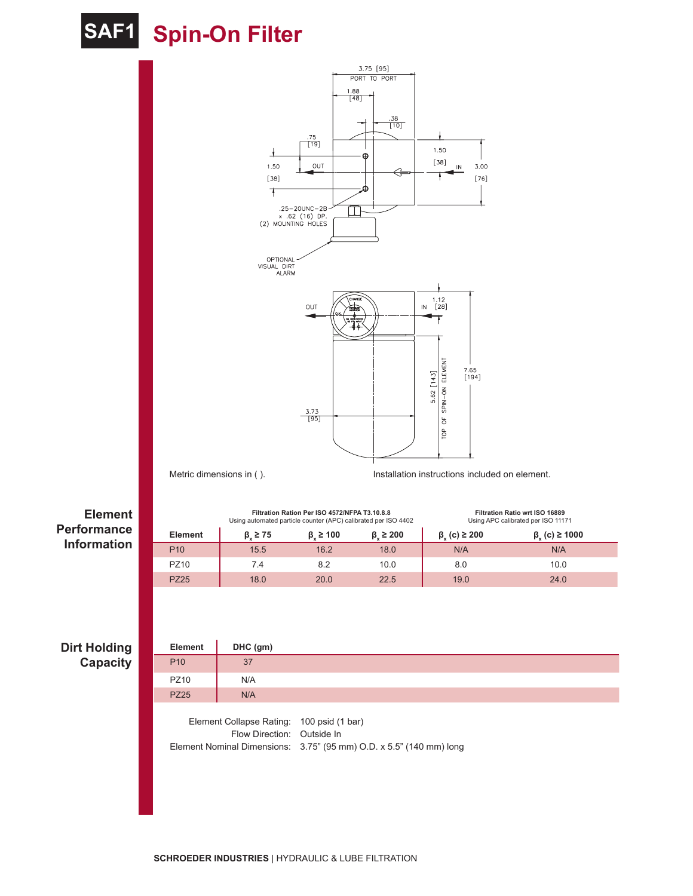# SAF1 Spin-On Filter

Metric dimensions in ( ).

Installation instructions included on element.

## Element Performance Information

| | Filtration Ration Per ISO 4572/NFPA T3.10.8.8 Using automated particle counter (APC) calibrated per ISO 4402 | | | Filtration Ratio wrt ISO 16889 Using APC calibrated per ISO 11171 | |
|---|---|---|---|---|---|
| **Element** | $\beta_x \geq 75$ | $\beta_x \geq 100$ | $\beta_x \geq 200$ | $\beta_x$ (c) $\geq 200$ | $\beta_x$ (c) $\geq 1000$ |
| P10 | 15.5 | 16.2 | 18.0 | N/A | N/A |
| PZ10 | 7.4 | 8.2 | 10.0 | 8.0 | 10.0 |
| PZ25 | 18.0 | 20.0 | 22.5 | 19.0 | 24.0 |

## Dirt Holding Capacity

| Element | DHC (gm) |
|---|---|
| P10 | 37 |
| PZ10 | N/A |
| PZ25 | N/A |

Element Collapse Rating: 100 psid (1 bar)
Flow Direction: Outside In
Element Nominal Dimensions: 3.75" (95 mm) O.D. x 5.5" (140 mm) long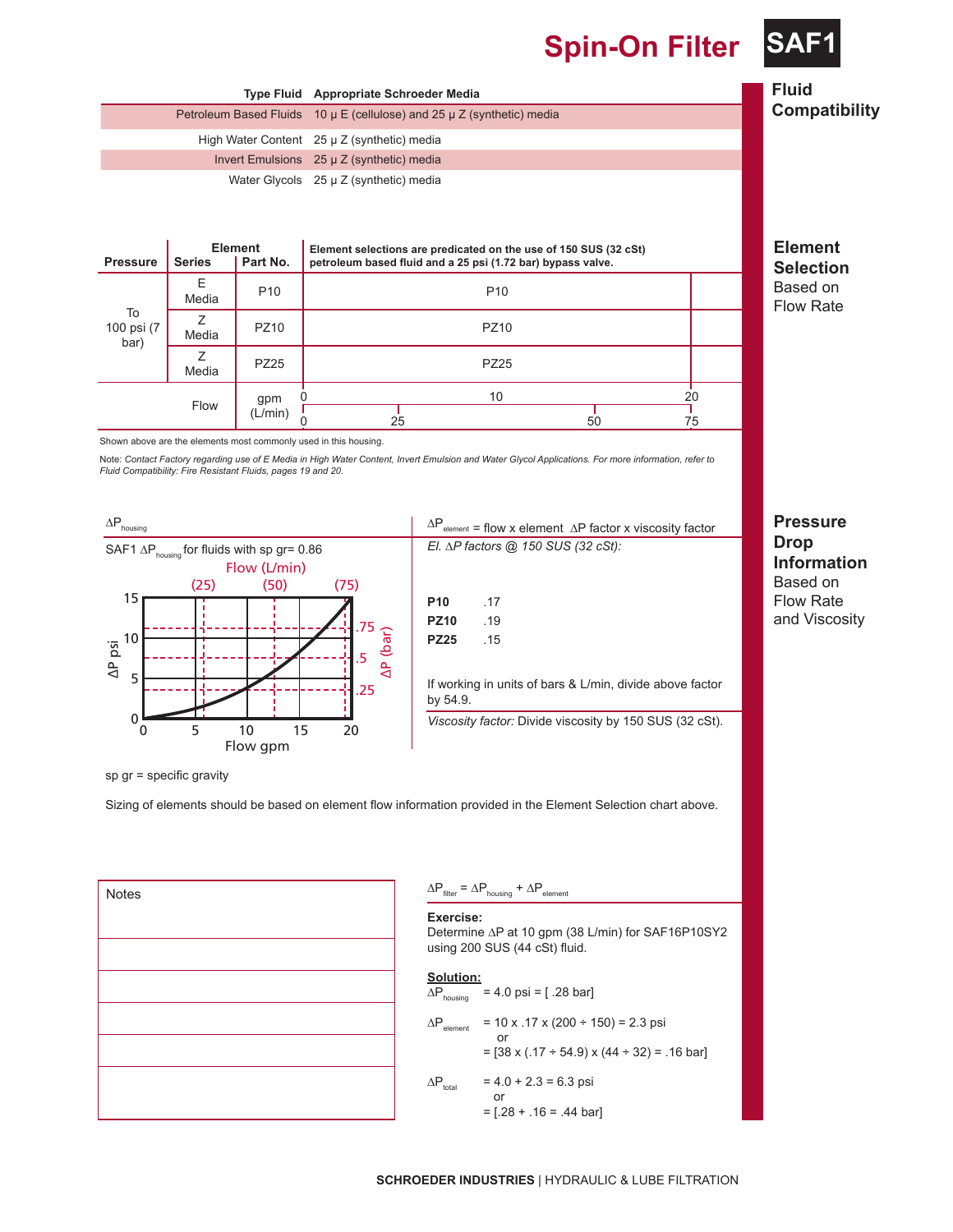# Spin-On Filter SAF1

## Fluid Compatibility

| Type Fluid | Appropriate Schroeder Media |
|---|---|
| Petroleum Based Fluids | 10 μ E (cellulose) and 25 μ Z (synthetic) media |
| High Water Content | 25 μ Z (synthetic) media |
| Invert Emulsions | 25 μ Z (synthetic) media |
| Water Glycols | 25 μ Z (synthetic) media |

## Element Selection Based on Flow Rate

| Pressure | Element Series | Element Part No. | Element selections are predicated on the use of 150 SUS (32 cSt) petroleum based fluid and a 25 psi (1.72 bar) bypass valve. |
|---|---|---|---|
| To 100 psi (7 bar) | E Media | P10 | P10 |
| | Z Media | PZ10 | PZ10 |
| | Z Media | PZ25 | PZ25 |
| Flow | | gpm (L/min) | gpm: 0, 10, 20 / L/min: 0, 25, 50, 75 |

Shown above are the elements most commonly used in this housing.

Note: *Contact Factory regarding use of E Media in High Water Content, Invert Emulsion and Water Glycol Applications. For more information, refer to Fluid Compatibility: Fire Resistant Fluids, pages 19 and 20.*

## Pressure Drop Information Based on Flow Rate and Viscosity

$\Delta P_{housing}$

SAF1 $\Delta P_{housing}$ for fluids with sp gr= 0.86

(Graph: ΔP psi / ΔP (bar) vs. Flow gpm / Flow (L/min). Axes: Flow gpm 0, 5, 10, 15, 20; Flow (L/min) (25), (50), (75); ΔP psi 0, 5, 10, 15; ΔP (bar) .25, .5, .75)

$\Delta P_{element}$ = flow x element $\Delta P$ factor x viscosity factor

*El. ΔP factors @ 150 SUS (32 cSt):*

| | |
|---|---|
| **P10** | .17 |
| **PZ10** | .19 |
| **PZ25** | .15 |

If working in units of bars & L/min, divide above factor by 54.9.

*Viscosity factor:* Divide viscosity by 150 SUS (32 cSt).

sp gr = specific gravity

Sizing of elements should be based on element flow information provided in the Element Selection chart above.

Notes

$\Delta P_{filter} = \Delta P_{housing} + \Delta P_{element}$

**Exercise:**
Determine ΔP at 10 gpm (38 L/min) for SAF16P10SY2 using 200 SUS (44 cSt) fluid.

**Solution:**

$\Delta P_{housing}$ = 4.0 psi = [ .28 bar]

$\Delta P_{element}$ = 10 x .17 x (200 ÷ 150) = 2.3 psi
or
= [38 x (.17 ÷ 54.9) x (44 ÷ 32) = .16 bar]

$\Delta P_{total}$ = 4.0 + 2.3 = 6.3 psi
or
= [.28 + .16 = .44 bar]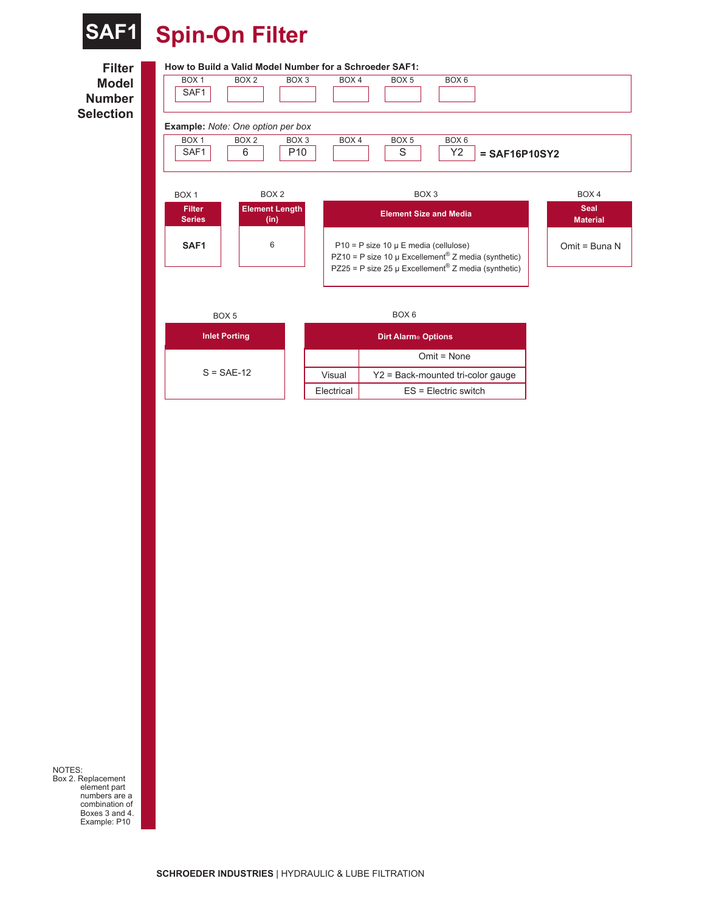# SAF1 Spin-On Filter

## Filter Model Number Selection

**How to Build a Valid Model Number for a Schroeder SAF1:**

| BOX 1 | BOX 2 | BOX 3 | BOX 4 | BOX 5 | BOX 6 |
|---|---|---|---|---|---|
| SAF1 | | | | | |

**Example:** *Note: One option per box*

| BOX 1 | BOX 2 | BOX 3 | BOX 4 | BOX 5 | BOX 6 | |
|---|---|---|---|---|---|---|
| SAF1 | 6 | P10 | | S | Y2 | = SAF16P10SY2 |

**BOX 1**

| Filter Series |
|---|
| SAF1 |

**BOX 2**

| Element Length (in) |
|---|
| 6 |

**BOX 3**

| Element Size and Media |
|---|
| P10 = P size 10 μ E media (cellulose) |
| PZ10 = P size 10 μ Excellement® Z media (synthetic) |
| PZ25 = P size 25 μ Excellement® Z media (synthetic) |

**BOX 4**

| Seal Material |
|---|
| Omit = Buna N |

**BOX 5**

| Inlet Porting |
|---|
| S = SAE-12 |

**BOX 6**

| Dirt Alarm® Options | |
|---|---|
| | Omit = None |
| Visual | Y2 = Back-mounted tri-color gauge |
| Electrical | ES = Electric switch |

NOTES:
Box 2. Replacement element part numbers are a combination of Boxes 3 and 4. Example: P10

**SCHROEDER INDUSTRIES** | HYDRAULIC & LUBE FILTRATION